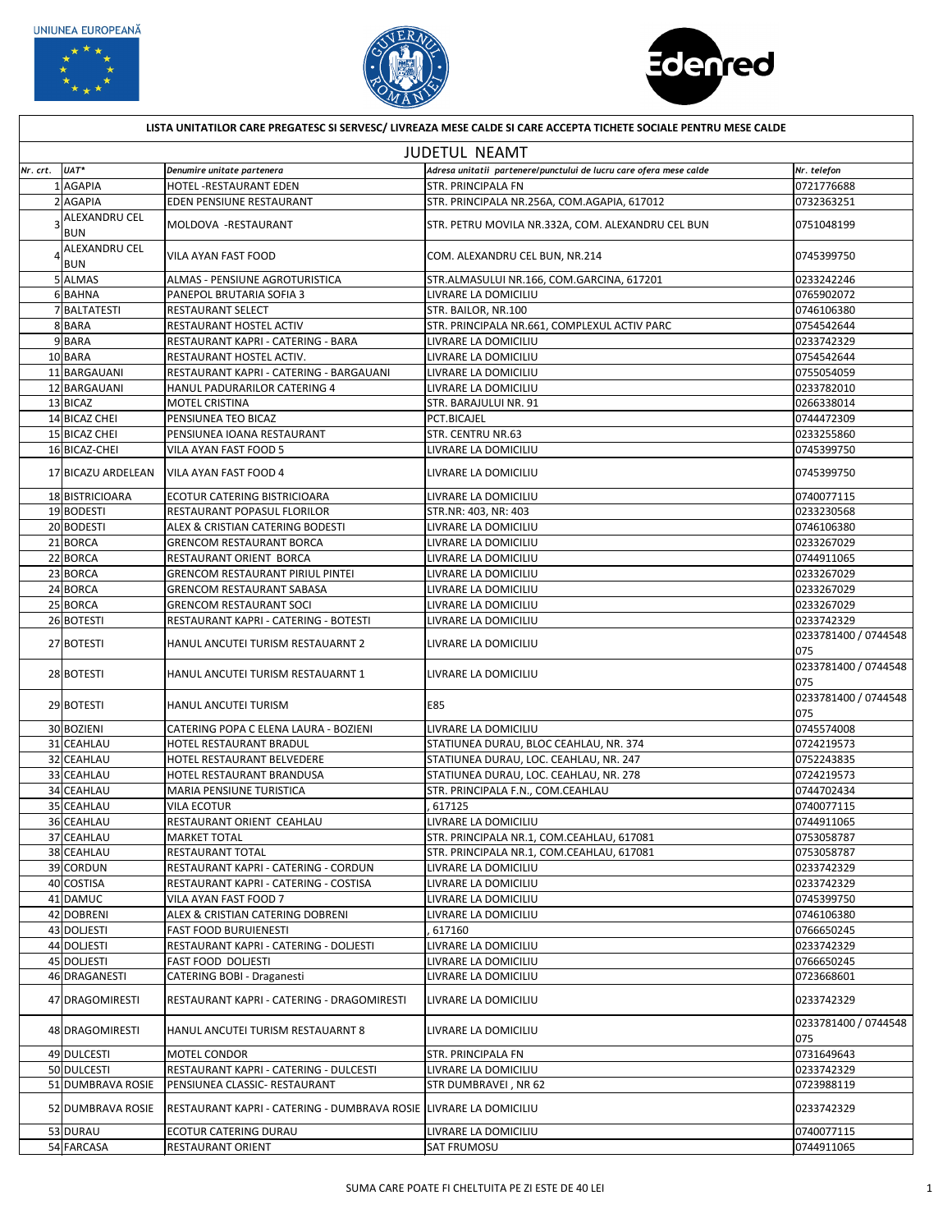UNIUNEA EUROPEANĂ

**LISTA UNITATILOR CARE PREGATESC SI SERVESC/ LIVREAZA MESE CALDE SI CARE ACCEPTA TICHETE SOCIALE PENTRU MESE CALDE**

## JUDETUL NEAMT

| Nr. crt. | UAT* | Denumire unitate partenera | Adresa unitatii partenere/punctului de lucru care ofera mese calde | Nr. telefon |
|---|---|---|---|---|
| 1 | AGAPIA | HOTEL -RESTAURANT EDEN | STR. PRINCIPALA FN | 0721776688 |
| 2 | AGAPIA | EDEN PENSIUNE RESTAURANT | STR. PRINCIPALA NR.256A, COM.AGAPIA, 617012 | 0732363251 |
| 3 | ALEXANDRU CEL BUN | MOLDOVA -RESTAURANT | STR. PETRU MOVILA NR.332A, COM. ALEXANDRU CEL BUN | 0751048199 |
| 4 | ALEXANDRU CEL BUN | VILA AYAN FAST FOOD | COM. ALEXANDRU CEL BUN, NR.214 | 0745399750 |
| 5 | ALMAS | ALMAS - PENSIUNE AGROTURISTICA | STR.ALMASULUI NR.166, COM.GARCINA, 617201 | 0233242246 |
| 6 | BAHNA | PANEPOL BRUTARIA SOFIA 3 | LIVRARE LA DOMICILIU | 0765902072 |
| 7 | BALTATESTI | RESTAURANT SELECT | STR. BAILOR, NR.100 | 0746106380 |
| 8 | BARA | RESTAURANT HOSTEL ACTIV | STR. PRINCIPALA NR.661, COMPLEXUL ACTIV PARC | 0754542644 |
| 9 | BARA | RESTAURANT KAPRI - CATERING - BARA | LIVRARE LA DOMICILIU | 0233742329 |
| 10 | BARA | RESTAURANT HOSTEL ACTIV. | LIVRARE LA DOMICILIU | 0754542644 |
| 11 | BARGAUANI | RESTAURANT KAPRI - CATERING - BARGAUANI | LIVRARE LA DOMICILIU | 0755054059 |
| 12 | BARGAUANI | HANUL PADURARILOR CATERING 4 | LIVRARE LA DOMICILIU | 0233782010 |
| 13 | BICAZ | MOTEL CRISTINA | STR. BARAJULUI NR. 91 | 0266338014 |
| 14 | BICAZ CHEI | PENSIUNEA TEO BICAZ | PCT.BICAJEL | 0744472309 |
| 15 | BICAZ CHEI | PENSIUNEA IOANA RESTAURANT | STR. CENTRU NR.63 | 0233255860 |
| 16 | BICAZ-CHEI | VILA AYAN FAST FOOD 5 | LIVRARE LA DOMICILIU | 0745399750 |
| 17 | BICAZU ARDELEAN | VILA AYAN FAST FOOD 4 | LIVRARE LA DOMICILIU | 0745399750 |
| 18 | BISTRICIOARA | ECOTUR CATERING BISTRICIOARA | LIVRARE LA DOMICILIU | 0740077115 |
| 19 | BODESTI | RESTAURANT POPASUL FLORILOR | STR.NR: 403, NR: 403 | 0233230568 |
| 20 | BODESTI | ALEX & CRISTIAN CATERING BODESTI | LIVRARE LA DOMICILIU | 0746106380 |
| 21 | BORCA | GRENCOM RESTAURANT BORCA | LIVRARE LA DOMICILIU | 0233267029 |
| 22 | BORCA | RESTAURANT ORIENT BORCA | LIVRARE LA DOMICILIU | 0744911065 |
| 23 | BORCA | GRENCOM RESTAURANT PIRIUL PINTEI | LIVRARE LA DOMICILIU | 0233267029 |
| 24 | BORCA | GRENCOM RESTAURANT SABASA | LIVRARE LA DOMICILIU | 0233267029 |
| 25 | BORCA | GRENCOM RESTAURANT SOCI | LIVRARE LA DOMICILIU | 0233267029 |
| 26 | BOTESTI | RESTAURANT KAPRI - CATERING - BOTESTI | LIVRARE LA DOMICILIU | 0233742329 |
| 27 | BOTESTI | HANUL ANCUTEI TURISM RESTAUARNT 2 | LIVRARE LA DOMICILIU | 0233781400 / 0744548075 |
| 28 | BOTESTI | HANUL ANCUTEI TURISM RESTAUARNT 1 | LIVRARE LA DOMICILIU | 0233781400 / 0744548075 |
| 29 | BOTESTI | HANUL ANCUTEI TURISM | E85 | 0233781400 / 0744548075 |
| 30 | BOZIENI | CATERING POPA C ELENA LAURA - BOZIENI | LIVRARE LA DOMICILIU | 0745574008 |
| 31 | CEAHLAU | HOTEL RESTAURANT BRADUL | STATIUNEA DURAU, BLOC CEAHLAU, NR. 374 | 0724219573 |
| 32 | CEAHLAU | HOTEL RESTAURANT BELVEDERE | STATIUNEA DURAU, LOC. CEAHLAU, NR. 247 | 0752243835 |
| 33 | CEAHLAU | HOTEL RESTAURANT BRANDUSA | STATIUNEA DURAU, LOC. CEAHLAU, NR. 278 | 0724219573 |
| 34 | CEAHLAU | MARIA PENSIUNE TURISTICA | STR. PRINCIPALA F.N., COM.CEAHLAU | 0744702434 |
| 35 | CEAHLAU | VILA ECOTUR | , 617125 | 0740077115 |
| 36 | CEAHLAU | RESTAURANT ORIENT CEAHLAU | LIVRARE LA DOMICILIU | 0744911065 |
| 37 | CEAHLAU | MARKET TOTAL | STR. PRINCIPALA NR.1, COM.CEAHLAU, 617081 | 0753058787 |
| 38 | CEAHLAU | RESTAURANT TOTAL | STR. PRINCIPALA NR.1, COM.CEAHLAU, 617081 | 0753058787 |
| 39 | CORDUN | RESTAURANT KAPRI - CATERING - CORDUN | LIVRARE LA DOMICILIU | 0233742329 |
| 40 | COSTISA | RESTAURANT KAPRI - CATERING - COSTISA | LIVRARE LA DOMICILIU | 0233742329 |
| 41 | DAMUC | VILA AYAN FAST FOOD 7 | LIVRARE LA DOMICILIU | 0745399750 |
| 42 | DOBRENI | ALEX & CRISTIAN CATERING DOBRENI | LIVRARE LA DOMICILIU | 0746106380 |
| 43 | DOLIESTI | FAST FOOD BURUIENESTI | , 617160 | 0766650245 |
| 44 | DOLIESTI | RESTAURANT KAPRI - CATERING - DOLIESTI | LIVRARE LA DOMICILIU | 0233742329 |
| 45 | DOLIESTI | FAST FOOD DOLIESTI | LIVRARE LA DOMICILIU | 0766650245 |
| 46 | DRAGANESTI | CATERING BOBI - Draganesti | LIVRARE LA DOMICILIU | 0723668601 |
| 47 | DRAGOMIRESTI | RESTAURANT KAPRI - CATERING - DRAGOMIRESTI | LIVRARE LA DOMICILIU | 0233742329 |
| 48 | DRAGOMIRESTI | HANUL ANCUTEI TURISM RESTAUARNT 8 | LIVRARE LA DOMICILIU | 0233781400 / 0744548075 |
| 49 | DULCESTI | MOTEL CONDOR | STR. PRINCIPALA FN | 0731649643 |
| 50 | DULCESTI | RESTAURANT KAPRI - CATERING - DULCESTI | LIVRARE LA DOMICILIU | 0233742329 |
| 51 | DUMBRAVA ROSIE | PENSIUNEA CLASSIC- RESTAURANT | STR DUMBRAVEI , NR 62 | 0723988119 |
| 52 | DUMBRAVA ROSIE | RESTAURANT KAPRI - CATERING - DUMBRAVA ROSIE | LIVRARE LA DOMICILIU | 0233742329 |
| 53 | DURAU | ECOTUR CATERING DURAU | LIVRARE LA DOMICILIU | 0740077115 |
| 54 | FARCASA | RESTAURANT ORIENT | SAT FRUMOSU | 0744911065 |

SUMA CARE POATE FI CHELTUITA PE ZI ESTE DE 40 LEI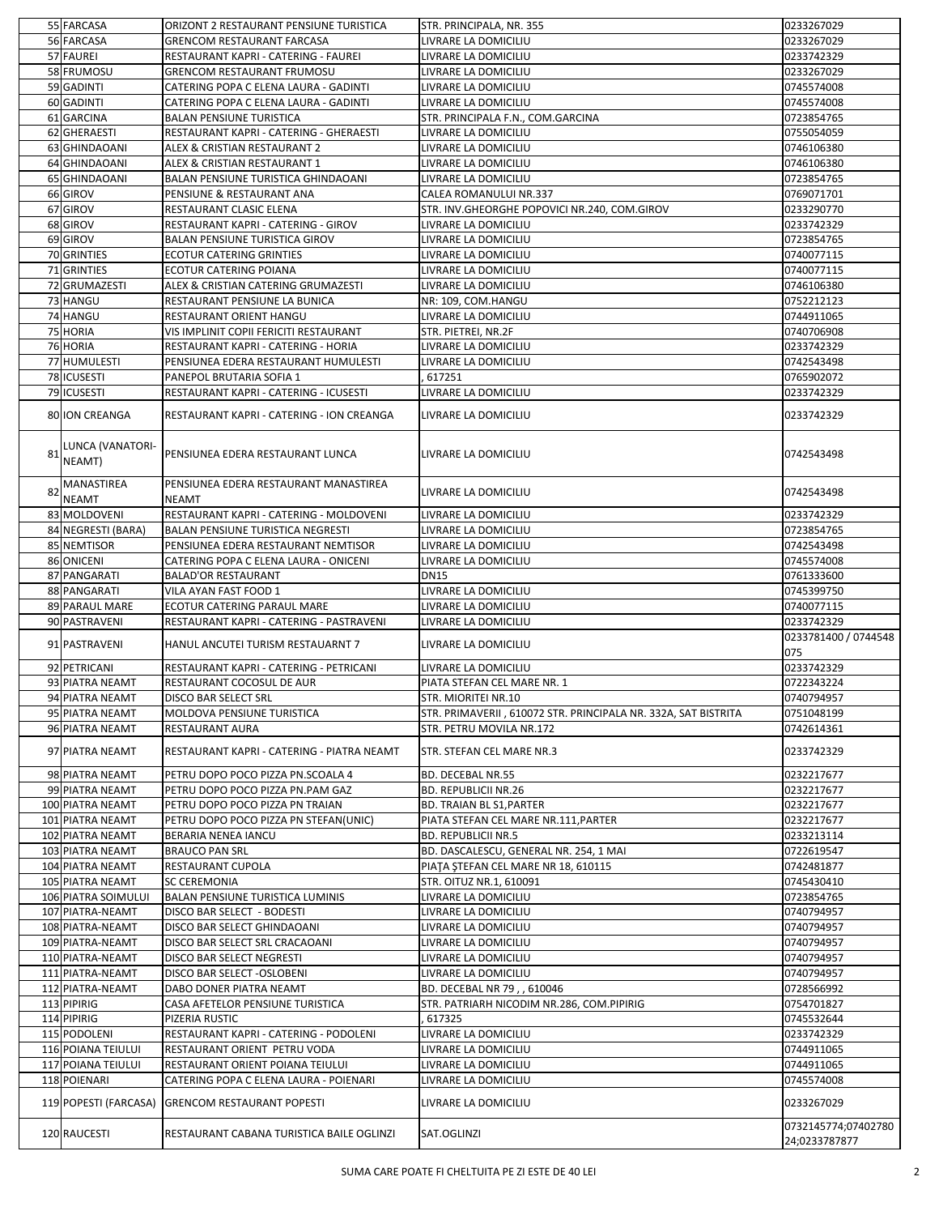| | | | | |
|---|---|---|---|---|
| 55 | FARCASA | ORIZONT 2 RESTAURANT PENSIUNE TURISTICA | STR. PRINCIPALA, NR. 355 | 0233267029 |
| 56 | FARCASA | GRENCOM RESTAURANT FARCASA | LIVRARE LA DOMICILIU | 0233267029 |
| 57 | FAUREI | RESTAURANT KAPRI - CATERING - FAUREI | LIVRARE LA DOMICILIU | 0233742329 |
| 58 | FRUMOSU | GRENCOM RESTAURANT FRUMOSU | LIVRARE LA DOMICILIU | 0233267029 |
| 59 | GADINTI | CATERING POPA C ELENA LAURA - GADINTI | LIVRARE LA DOMICILIU | 0745574008 |
| 60 | GADINTI | CATERING POPA C ELENA LAURA - GADINTI | LIVRARE LA DOMICILIU | 0745574008 |
| 61 | GARCINA | BALAN PENSIUNE TURISTICA | STR. PRINCIPALA F.N., COM.GARCINA | 0723854765 |
| 62 | GHERAESTI | RESTAURANT KAPRI - CATERING - GHERAESTI | LIVRARE LA DOMICILIU | 0755054059 |
| 63 | GHINDAOANI | ALEX & CRISTIAN RESTAURANT 2 | LIVRARE LA DOMICILIU | 0746106380 |
| 64 | GHINDAOANI | ALEX & CRISTIAN RESTAURANT 1 | LIVRARE LA DOMICILIU | 0746106380 |
| 65 | GHINDAOANI | BALAN PENSIUNE TURISTICA GHINDAOANI | LIVRARE LA DOMICILIU | 0723854765 |
| 66 | GIROV | PENSIUNE & RESTAURANT ANA | CALEA ROMANULUI NR.337 | 0769071701 |
| 67 | GIROV | RESTAURANT CLASIC ELENA | STR. INV.GHEORGHE POPOVICI NR.240, COM.GIROV | 0233290770 |
| 68 | GIROV | RESTAURANT KAPRI - CATERING - GIROV | LIVRARE LA DOMICILIU | 0233742329 |
| 69 | GIROV | BALAN PENSIUNE TURISTICA GIROV | LIVRARE LA DOMICILIU | 0723854765 |
| 70 | GRINTIES | ECOTUR CATERING GRINTIES | LIVRARE LA DOMICILIU | 0740077115 |
| 71 | GRINTIES | ECOTUR CATERING POIANA | LIVRARE LA DOMICILIU | 0740077115 |
| 72 | GRUMAZESTI | ALEX & CRISTIAN CATERING GRUMAZESTI | LIVRARE LA DOMICILIU | 0746106380 |
| 73 | HANGU | RESTAURANT PENSIUNE LA BUNICA | NR: 109, COM.HANGU | 0752212123 |
| 74 | HANGU | RESTAURANT ORIENT HANGU | LIVRARE LA DOMICILIU | 0744911065 |
| 75 | HORIA | VIS IMPLINIT COPII FERICITI RESTAURANT | STR. PIETREI, NR.2F | 0740706908 |
| 76 | HORIA | RESTAURANT KAPRI - CATERING - HORIA | LIVRARE LA DOMICILIU | 0233742329 |
| 77 | HUMULESTI | PENSIUNEA EDERA RESTAURANT HUMULESTI | LIVRARE LA DOMICILIU | 0742543498 |
| 78 | ICUSESTI | PANEPOL BRUTARIA SOFIA 1 | , 617251 | 0765902072 |
| 79 | ICUSESTI | RESTAURANT KAPRI - CATERING - ICUSESTI | LIVRARE LA DOMICILIU | 0233742329 |
| 80 | ION CREANGA | RESTAURANT KAPRI - CATERING - ION CREANGA | LIVRARE LA DOMICILIU | 0233742329 |
| 81 | LUNCA (VANATORI-NEAMT) | PENSIUNEA EDERA RESTAURANT LUNCA | LIVRARE LA DOMICILIU | 0742543498 |
| 82 | MANASTIREA NEAMT | PENSIUNEA EDERA RESTAURANT MANASTIREA NEAMT | LIVRARE LA DOMICILIU | 0742543498 |
| 83 | MOLDOVENI | RESTAURANT KAPRI - CATERING - MOLDOVENI | LIVRARE LA DOMICILIU | 0233742329 |
| 84 | NEGRESTI (BARA) | BALAN PENSIUNE TURISTICA NEGRESTI | LIVRARE LA DOMICILIU | 0723854765 |
| 85 | NEMTISOR | PENSIUNEA EDERA RESTAURANT NEMTISOR | LIVRARE LA DOMICILIU | 0742543498 |
| 86 | ONICENI | CATERING POPA C ELENA LAURA - ONICENI | LIVRARE LA DOMICILIU | 0745574008 |
| 87 | PANGARATI | BALAD'OR RESTAURANT | DN15 | 0761333600 |
| 88 | PANGARATI | VILA AYAN FAST FOOD 1 | LIVRARE LA DOMICILIU | 0745399750 |
| 89 | PARAUL MARE | ECOTUR CATERING PARAUL MARE | LIVRARE LA DOMICILIU | 0740077115 |
| 90 | PASTRAVENI | RESTAURANT KAPRI - CATERING - PASTRAVENI | LIVRARE LA DOMICILIU | 0233742329 |
| 91 | PASTRAVENI | HANUL ANCUTEI TURISM RESTAUARNT 7 | LIVRARE LA DOMICILIU | 0233781400 / 0744548075 |
| 92 | PETRICANI | RESTAURANT KAPRI - CATERING - PETRICANI | LIVRARE LA DOMICILIU | 0233742329 |
| 93 | PIATRA NEAMT | RESTAURANT COCOSUL DE AUR | PIATA STEFAN CEL MARE NR. 1 | 0722343224 |
| 94 | PIATRA NEAMT | DISCO BAR SELECT SRL | STR. MIORITEI NR.10 | 0740794957 |
| 95 | PIATRA NEAMT | MOLDOVA PENSIUNE TURISTICA | STR. PRIMAVERII , 610072 STR. PRINCIPALA NR. 332A, SAT BISTRITA | 0751048199 |
| 96 | PIATRA NEAMT | RESTAURANT AURA | STR. PETRU MOVILA NR.172 | 0742614361 |
| 97 | PIATRA NEAMT | RESTAURANT KAPRI - CATERING - PIATRA NEAMT | STR. STEFAN CEL MARE NR.3 | 0233742329 |
| 98 | PIATRA NEAMT | PETRU DOPO POCO PIZZA PN.SCOALA 4 | BD. DECEBAL NR.55 | 0232217677 |
| 99 | PIATRA NEAMT | PETRU DOPO POCO PIZZA PN.PAM GAZ | BD. REPUBLICII NR.26 | 0232217677 |
| 100 | PIATRA NEAMT | PETRU DOPO POCO PIZZA PN TRAIAN | BD. TRAIAN BL S1,PARTER | 0232217677 |
| 101 | PIATRA NEAMT | PETRU DOPO POCO PIZZA PN STEFAN(UNIC) | PIATA STEFAN CEL MARE NR.111,PARTER | 0232217677 |
| 102 | PIATRA NEAMT | BERARIA NENEA IANCU | BD. REPUBLICII NR.5 | 0233213114 |
| 103 | PIATRA NEAMT | BRAUCO PAN SRL | BD. DASCALESCU, GENERAL NR. 254, 1 MAI | 0722619547 |
| 104 | PIATRA NEAMT | RESTAURANT CUPOLA | PIAȚA ȘTEFAN CEL MARE NR 18, 610115 | 0742481877 |
| 105 | PIATRA NEAMT | SC CEREMONIA | STR. OITUZ NR.1, 610091 | 0745430410 |
| 106 | PIATRA SOIMULUI | BALAN PENSIUNE TURISTICA LUMINIS | LIVRARE LA DOMICILIU | 0723854765 |
| 107 | PIATRA-NEAMT | DISCO BAR SELECT - BODESTI | LIVRARE LA DOMICILIU | 0740794957 |
| 108 | PIATRA-NEAMT | DISCO BAR SELECT GHINDAOANI | LIVRARE LA DOMICILIU | 0740794957 |
| 109 | PIATRA-NEAMT | DISCO BAR SELECT SRL CRACAOANI | LIVRARE LA DOMICILIU | 0740794957 |
| 110 | PIATRA-NEAMT | DISCO BAR SELECT NEGRESTI | LIVRARE LA DOMICILIU | 0740794957 |
| 111 | PIATRA-NEAMT | DISCO BAR SELECT -OSLOBENI | LIVRARE LA DOMICILIU | 0740794957 |
| 112 | PIATRA-NEAMT | DABO DONER PIATRA NEAMT | BD. DECEBAL NR 79 , , 610046 | 0728566992 |
| 113 | PIPIRIG | CASA AFETELOR PENSIUNE TURISTICA | STR. PATRIARH NICODIM NR.286, COM.PIPIRIG | 0754701827 |
| 114 | PIPIRIG | PIZERIA RUSTIC | , 617325 | 0745532644 |
| 115 | PODOLENI | RESTAURANT KAPRI - CATERING - PODOLENI | LIVRARE LA DOMICILIU | 0233742329 |
| 116 | POIANA TEIULUI | RESTAURANT ORIENT PETRU VODA | LIVRARE LA DOMICILIU | 0744911065 |
| 117 | POIANA TEIULUI | RESTAURANT ORIENT POIANA TEIULUI | LIVRARE LA DOMICILIU | 0744911065 |
| 118 | POIENARI | CATERING POPA C ELENA LAURA - POIENARI | LIVRARE LA DOMICILIU | 0745574008 |
| 119 | POPESTI (FARCASA) | GRENCOM RESTAURANT POPESTI | LIVRARE LA DOMICILIU | 0233267029 |
| 120 | RAUCESTI | RESTAURANT CABANA TURISTICA BAILE OGLINZI | SAT.OGLINZI | 0732145774;0740278024;0233787877 |

SUMA CARE POATE FI CHELTUITA PE ZI ESTE DE 40 LEI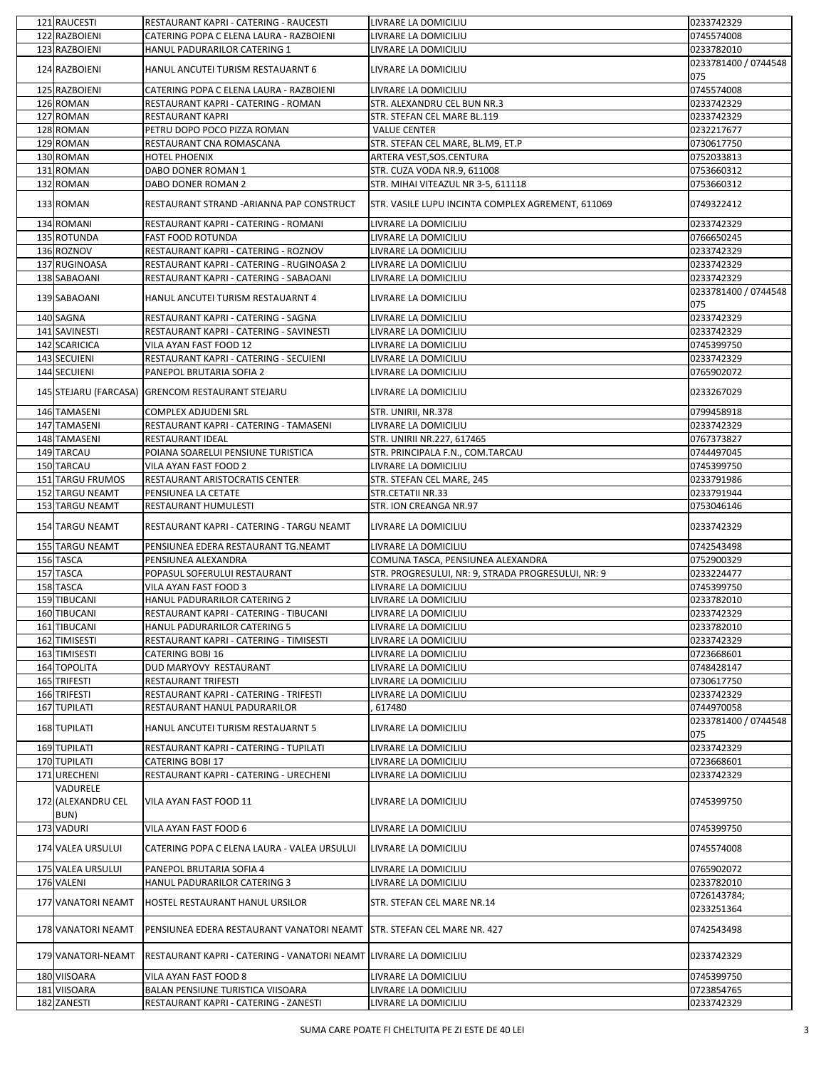| | | | | |
|---|---|---|---|---|
| 121 | RAUCESTI | RESTAURANT KAPRI - CATERING - RAUCESTI | LIVRARE LA DOMICILIU | 0233742329 |
| 122 | RAZBOIENI | CATERING POPA C ELENA LAURA - RAZBOIENI | LIVRARE LA DOMICILIU | 0745574008 |
| 123 | RAZBOIENI | HANUL PADURARILOR CATERING 1 | LIVRARE LA DOMICILIU | 0233782010 |
| 124 | RAZBOIENI | HANUL ANCUTEI TURISM RESTAUARNT 6 | LIVRARE LA DOMICILIU | 0233781400 / 0744548075 |
| 125 | RAZBOIENI | CATERING POPA C ELENA LAURA - RAZBOIENI | LIVRARE LA DOMICILIU | 0745574008 |
| 126 | ROMAN | RESTAURANT KAPRI - CATERING - ROMAN | STR. ALEXANDRU CEL BUN NR.3 | 0233742329 |
| 127 | ROMAN | RESTAURANT KAPRI | STR. STEFAN CEL MARE BL.119 | 0233742329 |
| 128 | ROMAN | PETRU DOPO POCO PIZZA ROMAN | VALUE CENTER | 0232217677 |
| 129 | ROMAN | RESTAURANT CNA ROMASCANA | STR. STEFAN CEL MARE, BL.M9, ET.P | 0730617750 |
| 130 | ROMAN | HOTEL PHOENIX | ARTERA VEST,SOS.CENTURA | 0752033813 |
| 131 | ROMAN | DABO DONER ROMAN 1 | STR. CUZA VODA NR.9, 611008 | 0753660312 |
| 132 | ROMAN | DABO DONER ROMAN 2 | STR. MIHAI VITEAZUL NR 3-5, 611118 | 0753660312 |
| 133 | ROMAN | RESTAURANT STRAND -ARIANNA PAP CONSTRUCT | STR. VASILE LUPU INCINTA COMPLEX AGREMENT, 611069 | 0749322412 |
| 134 | ROMANI | RESTAURANT KAPRI - CATERING - ROMANI | LIVRARE LA DOMICILIU | 0233742329 |
| 135 | ROTUNDA | FAST FOOD ROTUNDA | LIVRARE LA DOMICILIU | 0766650245 |
| 136 | ROZNOV | RESTAURANT KAPRI - CATERING - ROZNOV | LIVRARE LA DOMICILIU | 0233742329 |
| 137 | RUGINOASA | RESTAURANT KAPRI - CATERING - RUGINOASA 2 | LIVRARE LA DOMICILIU | 0233742329 |
| 138 | SABAOANI | RESTAURANT KAPRI - CATERING - SABAOANI | LIVRARE LA DOMICILIU | 0233742329 |
| 139 | SABAOANI | HANUL ANCUTEI TURISM RESTAUARNT 4 | LIVRARE LA DOMICILIU | 0233781400 / 0744548075 |
| 140 | SAGNA | RESTAURANT KAPRI - CATERING - SAGNA | LIVRARE LA DOMICILIU | 0233742329 |
| 141 | SAVINESTI | RESTAURANT KAPRI - CATERING - SAVINESTI | LIVRARE LA DOMICILIU | 0233742329 |
| 142 | SCARICICA | VILA AYAN FAST FOOD 12 | LIVRARE LA DOMICILIU | 0745399750 |
| 143 | SECUIENI | RESTAURANT KAPRI - CATERING - SECUIENI | LIVRARE LA DOMICILIU | 0233742329 |
| 144 | SECUIENI | PANEPOL BRUTARIA SOFIA 2 | LIVRARE LA DOMICILIU | 0765902072 |
| 145 | STEJARU (FARCASA) | GRENCOM RESTAURANT STEJARU | LIVRARE LA DOMICILIU | 0233267029 |
| 146 | TAMASENI | COMPLEX ADJUDENI SRL | STR. UNIRII, NR.378 | 0799458918 |
| 147 | TAMASENI | RESTAURANT KAPRI - CATERING - TAMASENI | LIVRARE LA DOMICILIU | 0233742329 |
| 148 | TAMASENI | RESTAURANT IDEAL | STR. UNIRII NR.227, 617465 | 0767373827 |
| 149 | TARCAU | POIANA SOARELUI PENSIUNE TURISTICA | STR. PRINCIPALA F.N., COM.TARCAU | 0744497045 |
| 150 | TARCAU | VILA AYAN FAST FOOD 2 | LIVRARE LA DOMICILIU | 0745399750 |
| 151 | TARGU FRUMOS | RESTAURANT ARISTOCRATIS CENTER | STR. STEFAN CEL MARE, 245 | 0233791986 |
| 152 | TARGU NEAMT | PENSIUNEA LA CETATE | STR.CETATII NR.33 | 0233791944 |
| 153 | TARGU NEAMT | RESTAURANT HUMULESTI | STR. ION CREANGA NR.97 | 0753046146 |
| 154 | TARGU NEAMT | RESTAURANT KAPRI - CATERING - TARGU NEAMT | LIVRARE LA DOMICILIU | 0233742329 |
| 155 | TARGU NEAMT | PENSIUNEA EDERA RESTAURANT TG.NEAMT | LIVRARE LA DOMICILIU | 0742543498 |
| 156 | TASCA | PENSIUNEA ALEXANDRA | COMUNA TASCA, PENSIUNEA ALEXANDRA | 0752900329 |
| 157 | TASCA | POPASUL SOFERULUI RESTAURANT | STR. PROGRESULUI, NR: 9, STRADA PROGRESULUI, NR: 9 | 0233224477 |
| 158 | TASCA | VILA AYAN FAST FOOD 3 | LIVRARE LA DOMICILIU | 0745399750 |
| 159 | TIBUCANI | HANUL PADURARILOR CATERING 2 | LIVRARE LA DOMICILIU | 0233782010 |
| 160 | TIBUCANI | RESTAURANT KAPRI - CATERING - TIBUCANI | LIVRARE LA DOMICILIU | 0233742329 |
| 161 | TIBUCANI | HANUL PADURARILOR CATERING 5 | LIVRARE LA DOMICILIU | 0233782010 |
| 162 | TIMISESTI | RESTAURANT KAPRI - CATERING - TIMISESTI | LIVRARE LA DOMICILIU | 0233742329 |
| 163 | TIMISESTI | CATERING BOBI 16 | LIVRARE LA DOMICILIU | 0723668601 |
| 164 | TOPOLITA | DUD MARYOVY RESTAURANT | LIVRARE LA DOMICILIU | 0748428147 |
| 165 | TRIFESTI | RESTAURANT TRIFESTI | LIVRARE LA DOMICILIU | 0730617750 |
| 166 | TRIFESTI | RESTAURANT KAPRI - CATERING - TRIFESTI | LIVRARE LA DOMICILIU | 0233742329 |
| 167 | TUPILATI | RESTAURANT HANUL PADURARILOR | , 617480 | 0744970058 |
| 168 | TUPILATI | HANUL ANCUTEI TURISM RESTAUARNT 5 | LIVRARE LA DOMICILIU | 0233781400 / 0744548075 |
| 169 | TUPILATI | RESTAURANT KAPRI - CATERING - TUPILATI | LIVRARE LA DOMICILIU | 0233742329 |
| 170 | TUPILATI | CATERING BOBI 17 | LIVRARE LA DOMICILIU | 0723668601 |
| 171 | URECHENI | RESTAURANT KAPRI - CATERING - URECHENI | LIVRARE LA DOMICILIU | 0233742329 |
| 172 | VADURELE (ALEXANDRU CEL BUN) | VILA AYAN FAST FOOD 11 | LIVRARE LA DOMICILIU | 0745399750 |
| 173 | VADURI | VILA AYAN FAST FOOD 6 | LIVRARE LA DOMICILIU | 0745399750 |
| 174 | VALEA URSULUI | CATERING POPA C ELENA LAURA - VALEA URSULUI | LIVRARE LA DOMICILIU | 0745574008 |
| 175 | VALEA URSULUI | PANEPOL BRUTARIA SOFIA 4 | LIVRARE LA DOMICILIU | 0765902072 |
| 176 | VALENI | HANUL PADURARILOR CATERING 3 | LIVRARE LA DOMICILIU | 0233782010 |
| 177 | VANATORI NEAMT | HOSTEL RESTAURANT HANUL URSILOR | STR. STEFAN CEL MARE NR.14 | 0726143784; 0233251364 |
| 178 | VANATORI NEAMT | PENSIUNEA EDERA RESTAURANT VANATORI NEAMT | STR. STEFAN CEL MARE NR. 427 | 0742543498 |
| 179 | VANATORI-NEAMT | RESTAURANT KAPRI - CATERING - VANATORI NEAMT | LIVRARE LA DOMICILIU | 0233742329 |
| 180 | VIISOARA | VILA AYAN FAST FOOD 8 | LIVRARE LA DOMICILIU | 0745399750 |
| 181 | VIISOARA | BALAN PENSIUNE TURISTICA VIISOARA | LIVRARE LA DOMICILIU | 0723854765 |
| 182 | ZANESTI | RESTAURANT KAPRI - CATERING - ZANESTI | LIVRARE LA DOMICILIU | 0233742329 |

SUMA CARE POATE FI CHELTUITA PE ZI ESTE DE 40 LEI